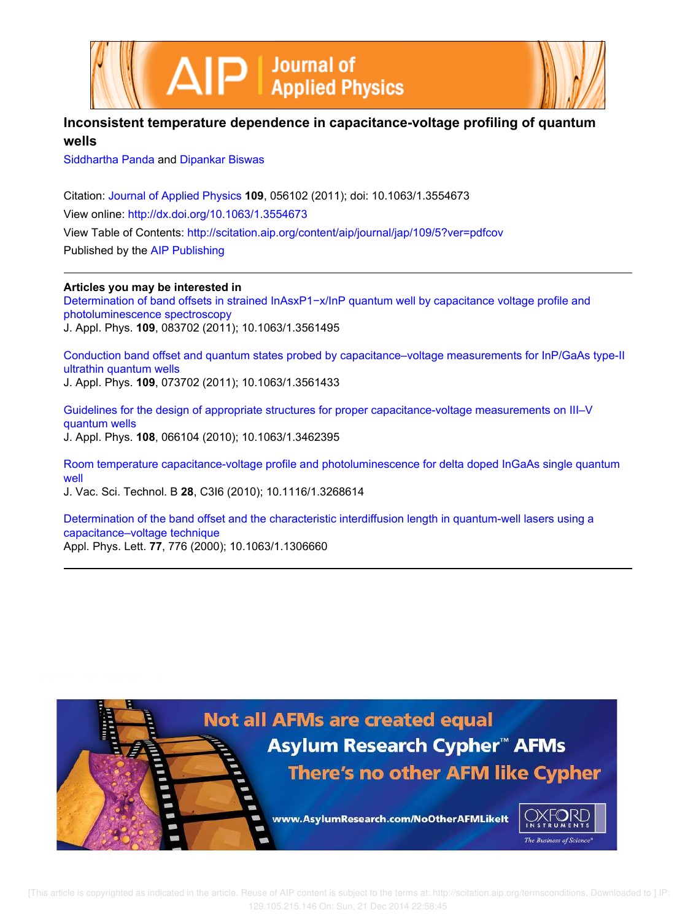# Inconsistent temperature dependence in capacitance-voltage profiling of quantum wells

Siddhartha Panda and Dipankar Biswas

Citation: Journal of Applied Physics **109**, 056102 (2011); doi: 10.1063/1.3554673

View online: http://dx.doi.org/10.1063/1.3554673

View Table of Contents: http://scitation.aip.org/content/aip/journal/jap/109/5?ver=pdfcov

Published by the AIP Publishing

---

**Articles you may be interested in**

Determination of band offsets in strained $InAs_xP_{1-x}/InP$ quantum well by capacitance voltage profile and photoluminescence spectroscopy
J. Appl. Phys. **109**, 083702 (2011); 10.1063/1.3561495

Conduction band offset and quantum states probed by capacitance–voltage measurements for InP/GaAs type-II ultrathin quantum wells
J. Appl. Phys. **109**, 073702 (2011); 10.1063/1.3561433

Guidelines for the design of appropriate structures for proper capacitance-voltage measurements on III–V quantum wells
J. Appl. Phys. **108**, 066104 (2010); 10.1063/1.3462395

Room temperature capacitance-voltage profile and photoluminescence for delta doped InGaAs single quantum well
J. Vac. Sci. Technol. B **28**, C3I6 (2010); 10.1116/1.3268614

Determination of the band offset and the characteristic interdiffusion length in quantum-well lasers using a capacitance–voltage technique
Appl. Phys. Lett. **77**, 776 (2000); 10.1063/1.1306660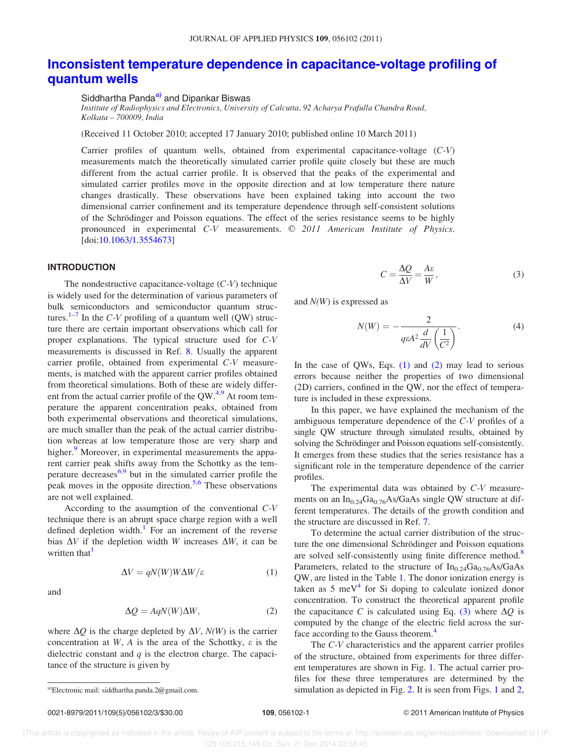# Inconsistent temperature dependence in capacitance-voltage profiling of quantum wells

Siddhartha Panda[a] and Dipankar Biswas

*Institute of Radiophysics and Electronics, University of Calcutta, 92 Acharya Prafulla Chandra Road, Kolkata – 700009, India*

(Received 11 October 2010; accepted 17 January 2010; published online 10 March 2011)

Carrier profiles of quantum wells, obtained from experimental capacitance-voltage (*C-V*) measurements match the theoretically simulated carrier profile quite closely but these are much different from the actual carrier profile. It is observed that the peaks of the experimental and simulated carrier profiles move in the opposite direction and at low temperature there nature changes drastically. These observations have been explained taking into account the two dimensional carrier confinement and its temperature dependence through self-consistent solutions of the Schrödinger and Poisson equations. The effect of the series resistance seems to be highly pronounced in experimental *C-V* measurements. © *2011 American Institute of Physics*. [doi:10.1063/1.3554673]

## INTRODUCTION

The nondestructive capacitance-voltage (*C-V*) technique is widely used for the determination of various parameters of bulk semiconductors and semiconductor quantum structures.[1–7] In the *C-V* profiling of a quantum well (QW) structure there are certain important observations which call for proper explanations. The typical structure used for *C-V* measurements is discussed in Ref. 8. Usually the apparent carrier profile, obtained from experimental *C-V* measurements, is matched with the apparent carrier profiles obtained from theoretical simulations. Both of these are widely different from the actual carrier profile of the QW.[4,9] At room temperature the apparent concentration peaks, obtained from both experimental observations and theoretical simulations, are much smaller than the peak of the actual carrier distribution whereas at low temperature those are very sharp and higher.[9] Moreover, in experimental measurements the apparent carrier peak shifts away from the Schottky as the temperature decreases[6,9] but in the simulated carrier profile the peak moves in the opposite direction.[5,6] These observations are not well explained.

According to the assumption of the conventional *C-V* technique there is an abrupt space charge region with a well defined depletion width.[1] For an increment of the reverse bias $\Delta V$ if the depletion width $W$ increases $\Delta W$, it can be written that[1]

$$\Delta V = qN(W)W\Delta W/\varepsilon \tag{1}$$

and

$$\Delta Q = AqN(W)\Delta W, \tag{2}$$

where $\Delta Q$ is the charge depleted by $\Delta V$, $N(W)$ is the carrier concentration at $W$, $A$ is the area of the Schottky, $\varepsilon$ is the dielectric constant and $q$ is the electron charge. The capacitance of the structure is given by

$$C = \frac{\Delta Q}{\Delta V} = \frac{A\varepsilon}{W}, \tag{3}$$

and $N(W)$ is expressed as

$$N(W) = -\frac{2}{q\varepsilon A^2 \dfrac{d}{dV}\left(\dfrac{1}{C^2}\right)}. \tag{4}$$

In the case of QWs, Eqs. (1) and (2) may lead to serious errors because neither the properties of two dimensional (2D) carriers, confined in the QW, nor the effect of temperature is included in these expressions.

In this paper, we have explained the mechanism of the ambiguous temperature dependence of the *C-V* profiles of a single QW structure through simulated results, obtained by solving the Schrödinger and Poisson equations self-consistently. It emerges from these studies that the series resistance has a significant role in the temperature dependence of the carrier profiles.

The experimental data was obtained by *C-V* measurements on an $In_{0.24}Ga_{0.76}As/GaAs$ single QW structure at different temperatures. The details of the growth condition and the structure are discussed in Ref. 7.

To determine the actual carrier distribution of the structure the one dimensional Schrödinger and Poisson equations are solved self-consistently using finite difference method.[8] Parameters, related to the structure of $In_{0.24}Ga_{0.76}As/GaAs$ QW, are listed in the Table 1. The donor ionization energy is taken as 5 meV[4] for Si doping to calculate ionized donor concentration. To construct the theoretical apparent profile the capacitance $C$ is calculated using Eq. (3) where $\Delta Q$ is computed by the change of the electric field across the surface according to the Gauss theorem.[4]

The *C-V* characteristics and the apparent carrier profiles of the structure, obtained from experiments for three different temperatures are shown in Fig. 1. The actual carrier profiles for these three temperatures are determined by the simulation as depicted in Fig. 2. It is seen from Figs. 1 and 2,

[a]Electronic mail: siddhartha.panda.2@gmail.com.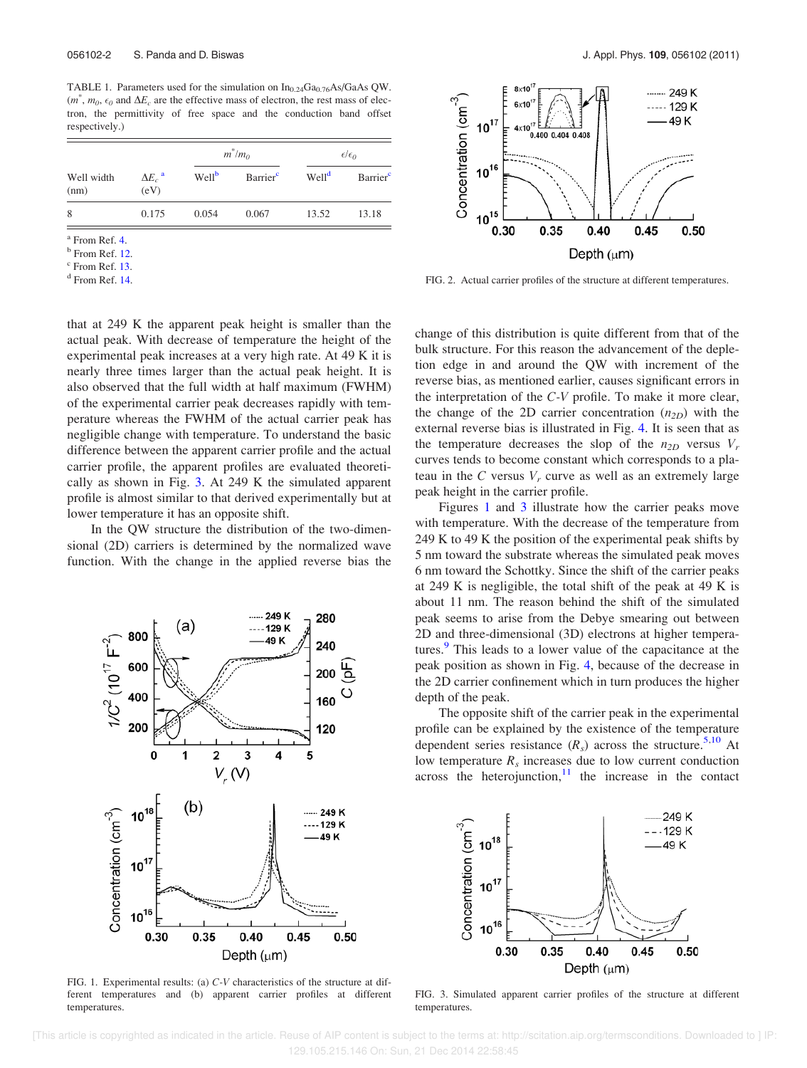TABLE 1. Parameters used for the simulation on $In_{0.24}Ga_{0.76}As/GaAs$ QW. ($m^*$, $m_0$, $\epsilon_0$ and $\Delta E_c$ are the effective mass of electron, the rest mass of electron, the permittivity of free space and the conduction band offset respectively.)

| Well width (nm) | $\Delta E_c$ [a] (eV) | $m^*/m_0$ | | $\epsilon/\epsilon_0$ | |
|---|---|---|---|---|---|
| | | Well[b] | Barrier[c] | Well[d] | Barrier[c] |
| 8 | 0.175 | 0.054 | 0.067 | 13.52 | 13.18 |

[a] From Ref. 4.
[b] From Ref. 12.
[c] From Ref. 13.
[d] From Ref. 14.

that at 249 K the apparent peak height is smaller than the actual peak. With decrease of temperature the height of the experimental peak increases at a very high rate. At 49 K it is nearly three times larger than the actual peak height. It is also observed that the full width at half maximum (FWHM) of the experimental carrier peak decreases rapidly with temperature whereas the FWHM of the actual carrier peak has negligible change with temperature. To understand the basic difference between the apparent carrier profile and the actual carrier profile, the apparent profiles are evaluated theoretically as shown in Fig. 3. At 249 K the simulated apparent profile is almost similar to that derived experimentally but at lower temperature it has an opposite shift.

In the QW structure the distribution of the two-dimensional (2D) carriers is determined by the normalized wave function. With the change in the applied reverse bias the change of this distribution is quite different from that of the bulk structure. For this reason the advancement of the depletion edge in and around the QW with increment of the reverse bias, as mentioned earlier, causes significant errors in the interpretation of the *C-V* profile. To make it more clear, the change of the 2D carrier concentration ($n_{2D}$) with the external reverse bias is illustrated in Fig. 4. It is seen that as the temperature decreases the slop of the $n_{2D}$ versus $V_r$ curves tends to become constant which corresponds to a plateau in the $C$ versus $V_r$ curve as well as an extremely large peak height in the carrier profile.

Figures 1 and 3 illustrate how the carrier peaks move with temperature. With the decrease of the temperature from 249 K to 49 K the position of the experimental peak shifts by 5 nm toward the substrate whereas the simulated peak moves 6 nm toward the Schottky. Since the shift of the carrier peaks at 249 K is negligible, the total shift of the peak at 49 K is about 11 nm. The reason behind the shift of the simulated peak seems to arise from the Debye smearing out between 2D and three-dimensional (3D) electrons at higher temperatures.[9] This leads to a lower value of the capacitance at the peak position as shown in Fig. 4, because of the decrease in the 2D carrier confinement which in turn produces the higher depth of the peak.

The opposite shift of the carrier peak in the experimental profile can be explained by the existence of the temperature dependent series resistance ($R_s$) across the structure.[5,10] At low temperature $R_s$ increases due to low current conduction across the heterojunction,[11] the increase in the contact

FIG. 2. Actual carrier profiles of the structure at different temperatures.

FIG. 1. Experimental results: (a) *C-V* characteristics of the structure at different temperatures and (b) apparent carrier profiles at different temperatures.

FIG. 3. Simulated apparent carrier profiles of the structure at different temperatures.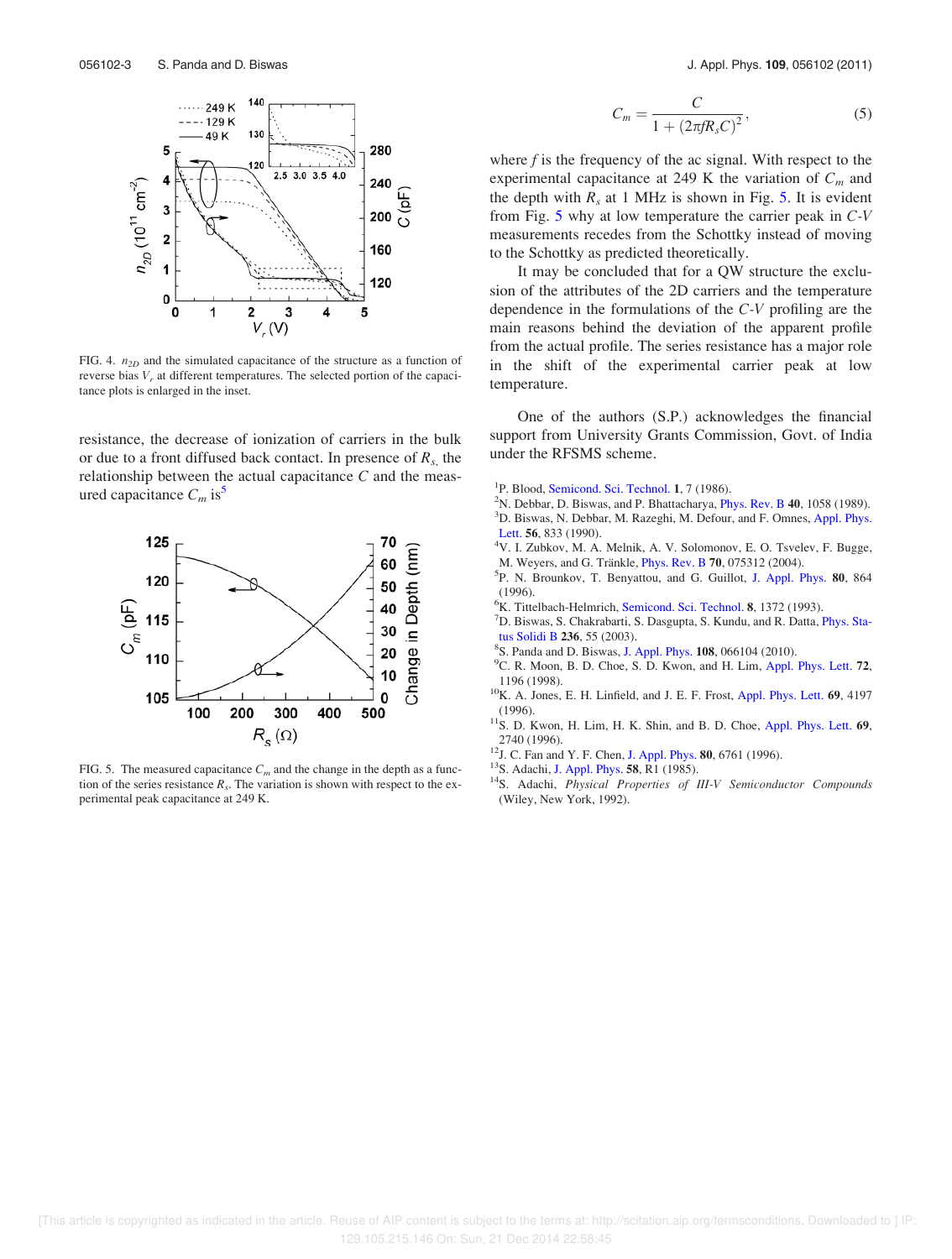Fig. 4 plot labels:

249 K
129 K
49 K

140
130
120
2.5 3.0 3.5 4.0

$n_{2D}$ ($10^{11}$ cm$^{-2}$)
5
4
3
2
1
0

280
240
200
160
120
C (pF)

0 1 2 3 4 5
$V_r$ (V)

FIG. 4. $n_{2D}$ and the simulated capacitance of the structure as a function of reverse bias $V_r$ at different temperatures. The selected portion of the capacitance plots is enlarged in the inset.

resistance, the decrease of ionization of carriers in the bulk or due to a front diffused back contact. In presence of $R_s$, the relationship between the actual capacitance $C$ and the measured capacitance $C_m$ is[5]

$$C_m = \frac{C}{1 + (2\pi f R_s C)^2}, \tag{5}$$

Fig. 5 plot labels:

$C_m$ (pF)
125
120
115
110
105

Change in Depth (nm)
70
60
50
40
30
20
10
0

100 200 300 400 500
$R_s$ ($\Omega$)

FIG. 5. The measured capacitance $C_m$ and the change in the depth as a function of the series resistance $R_s$. The variation is shown with respect to the experimental peak capacitance at 249 K.

where $f$ is the frequency of the ac signal. With respect to the experimental capacitance at 249 K the variation of $C_m$ and the depth with $R_s$ at 1 MHz is shown in Fig. 5. It is evident from Fig. 5 why at low temperature the carrier peak in *C-V* measurements recedes from the Schottky instead of moving to the Schottky as predicted theoretically.

It may be concluded that for a QW structure the exclusion of the attributes of the 2D carriers and the temperature dependence in the formulations of the *C-V* profiling are the main reasons behind the deviation of the apparent profile from the actual profile. The series resistance has a major role in the shift of the experimental carrier peak at low temperature.

One of the authors (S.P.) acknowledges the financial support from University Grants Commission, Govt. of India under the RFSMS scheme.

[1] P. Blood, Semicond. Sci. Technol. **1**, 7 (1986).
[2] N. Debbar, D. Biswas, and P. Bhattacharya, Phys. Rev. B **40**, 1058 (1989).
[3] D. Biswas, N. Debbar, M. Razeghi, M. Defour, and F. Omnes, Appl. Phys. Lett. **56**, 833 (1990).
[4] V. I. Zubkov, M. A. Melnik, A. V. Solomonov, E. O. Tsvelev, F. Bugge, M. Weyers, and G. Tränkle, Phys. Rev. B **70**, 075312 (2004).
[5] P. N. Brounkov, T. Benyattou, and G. Guillot, J. Appl. Phys. **80**, 864 (1996).
[6] K. Tittelbach-Helmrich, Semicond. Sci. Technol. **8**, 1372 (1993).
[7] D. Biswas, S. Chakrabarti, S. Dasgupta, S. Kundu, and R. Datta, Phys. Status Solidi B **236**, 55 (2003).
[8] S. Panda and D. Biswas, J. Appl. Phys. **108**, 066104 (2010).
[9] C. R. Moon, B. D. Choe, S. D. Kwon, and H. Lim, Appl. Phys. Lett. **72**, 1196 (1998).
[10] K. A. Jones, E. H. Linfield, and J. E. F. Frost, Appl. Phys. Lett. **69**, 4197 (1996).
[11] S. D. Kwon, H. Lim, H. K. Shin, and B. D. Choe, Appl. Phys. Lett. **69**, 2740 (1996).
[12] J. C. Fan and Y. F. Chen, J. Appl. Phys. **80**, 6761 (1996).
[13] S. Adachi, J. Appl. Phys. **58**, R1 (1985).
[14] S. Adachi, *Physical Properties of III-V Semiconductor Compounds* (Wiley, New York, 1992).